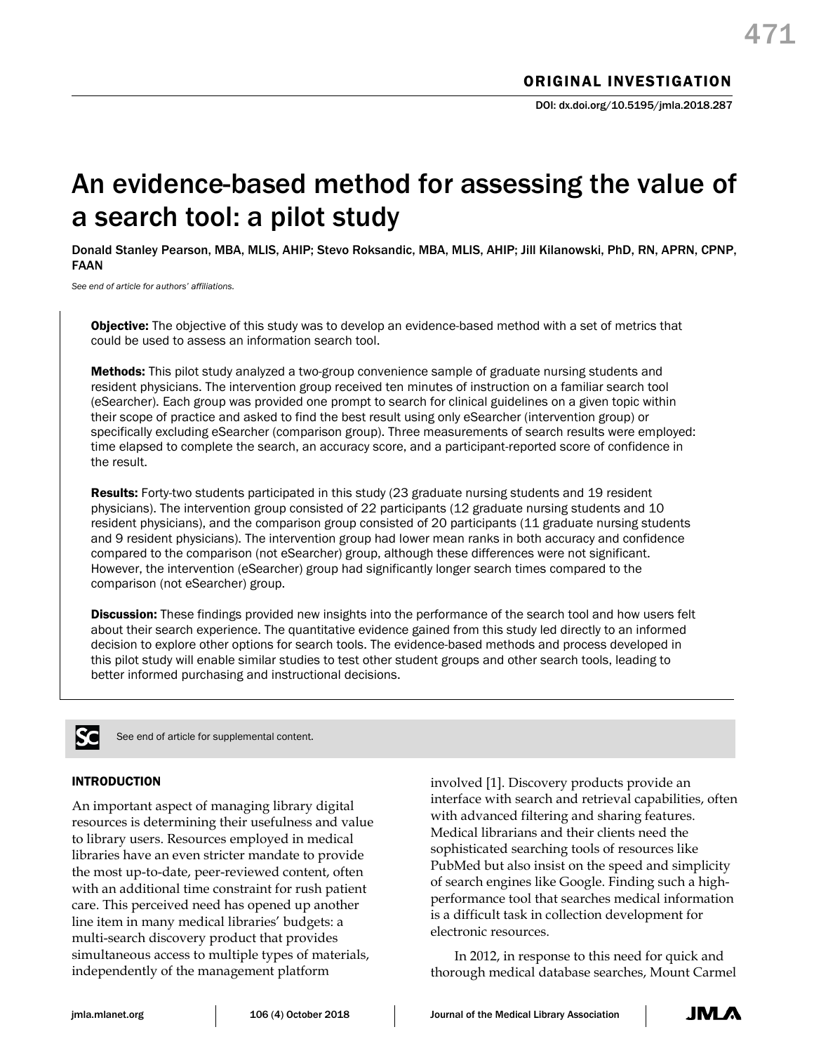ORIGINAL INVESTIGATION

DOI: dx.doi.org/10.5195/jmla.2018.287

# An evidence-based method for assessing the value of a search tool: a pilot study

Donald Stanley Pearson, MBA, MLIS, AHIP; Stevo Roksandic, MBA, MLIS, AHIP; Jill Kilanowski, PhD, RN, APRN, CPNP, FAAN

*See end of article for authors' affiliations.*

**Objective:** The objective of this study was to develop an evidence-based method with a set of metrics that could be used to assess an information search tool.

**Methods:** This pilot study analyzed a two-group convenience sample of graduate nursing students and resident physicians. The intervention group received ten minutes of instruction on a familiar search tool (eSearcher). Each group was provided one prompt to search for clinical guidelines on a given topic within their scope of practice and asked to find the best result using only eSearcher (intervention group) or specifically excluding eSearcher (comparison group). Three measurements of search results were employed: time elapsed to complete the search, an accuracy score, and a participant-reported score of confidence in the result.

**Results:** Forty-two students participated in this study (23 graduate nursing students and 19 resident physicians). The intervention group consisted of 22 participants (12 graduate nursing students and 10 resident physicians), and the comparison group consisted of 20 participants (11 graduate nursing students and 9 resident physicians). The intervention group had lower mean ranks in both accuracy and confidence compared to the comparison (not eSearcher) group, although these differences were not significant. However, the intervention (eSearcher) group had significantly longer search times compared to the comparison (not eSearcher) group.

**Discussion:** These findings provided new insights into the performance of the search tool and how users felt about their search experience. The quantitative evidence gained from this study led directly to an informed decision to explore other options for search tools. The evidence-based methods and process developed in this pilot study will enable similar studies to test other student groups and other search tools, leading to better informed purchasing and instructional decisions.

See end of article for supplemental content.

## INTRODUCTION

An important aspect of managing library digital resources is determining their usefulness and value to library users. Resources employed in medical libraries have an even stricter mandate to provide the most up-to-date, peer-reviewed content, often with an additional time constraint for rush patient care. This perceived need has opened up another line item in many medical libraries' budgets: a multi-search discovery product that provides simultaneous access to multiple types of materials, independently of the management platform involved [1]. Discovery products provide an interface with search and retrieval capabilities, often with advanced filtering and sharing features. Medical librarians and their clients need the sophisticated searching tools of resources like PubMed but also insist on the speed and simplicity of search engines like Google. Finding such a high-performance tool that searches medical information is a difficult task in collection development for electronic resources.

In 2012, in response to this need for quick and thorough medical database searches, Mount Carmel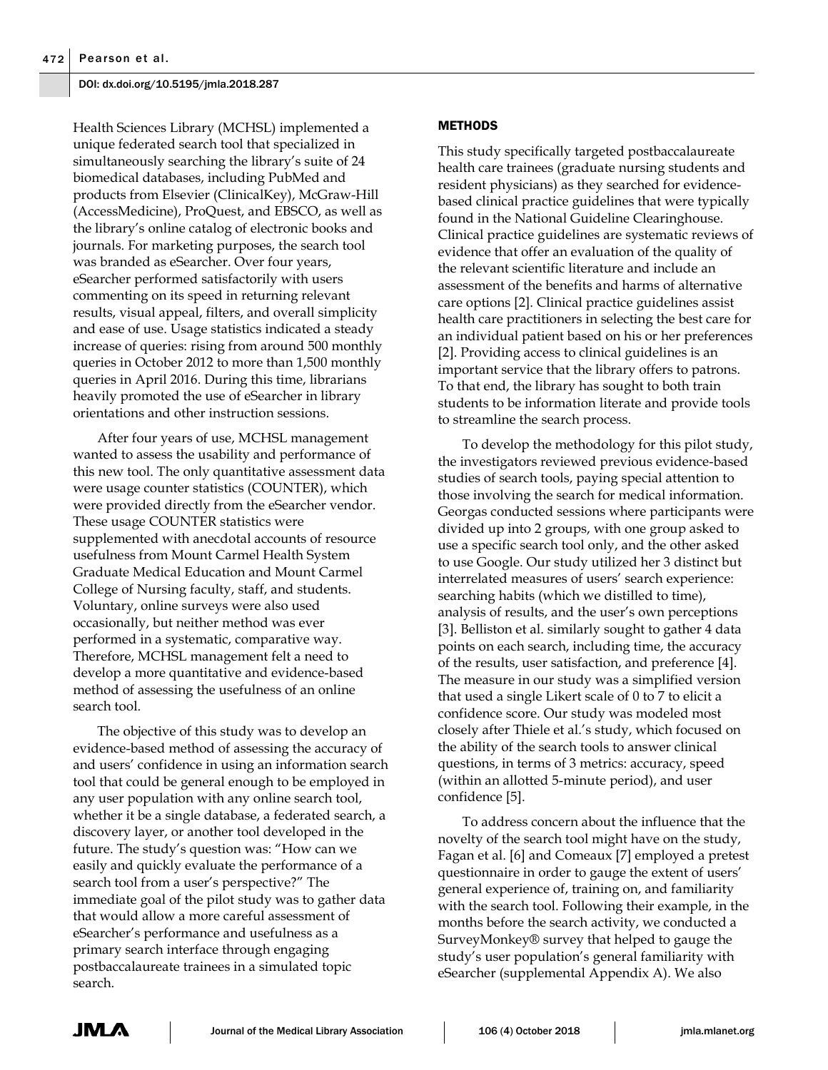Health Sciences Library (MCHSL) implemented a unique federated search tool that specialized in simultaneously searching the library's suite of 24 biomedical databases, including PubMed and products from Elsevier (ClinicalKey), McGraw-Hill (AccessMedicine), ProQuest, and EBSCO, as well as the library's online catalog of electronic books and journals. For marketing purposes, the search tool was branded as eSearcher. Over four years, eSearcher performed satisfactorily with users commenting on its speed in returning relevant results, visual appeal, filters, and overall simplicity and ease of use. Usage statistics indicated a steady increase of queries: rising from around 500 monthly queries in October 2012 to more than 1,500 monthly queries in April 2016. During this time, librarians heavily promoted the use of eSearcher in library orientations and other instruction sessions.

After four years of use, MCHSL management wanted to assess the usability and performance of this new tool. The only quantitative assessment data were usage counter statistics (COUNTER), which were provided directly from the eSearcher vendor. These usage COUNTER statistics were supplemented with anecdotal accounts of resource usefulness from Mount Carmel Health System Graduate Medical Education and Mount Carmel College of Nursing faculty, staff, and students. Voluntary, online surveys were also used occasionally, but neither method was ever performed in a systematic, comparative way. Therefore, MCHSL management felt a need to develop a more quantitative and evidence-based method of assessing the usefulness of an online search tool.

The objective of this study was to develop an evidence-based method of assessing the accuracy of and users' confidence in using an information search tool that could be general enough to be employed in any user population with any online search tool, whether it be a single database, a federated search, a discovery layer, or another tool developed in the future. The study's question was: "How can we easily and quickly evaluate the performance of a search tool from a user's perspective?" The immediate goal of the pilot study was to gather data that would allow a more careful assessment of eSearcher's performance and usefulness as a primary search interface through engaging postbaccalaureate trainees in a simulated topic search.

## METHODS

This study specifically targeted postbaccalaureate health care trainees (graduate nursing students and resident physicians) as they searched for evidence-based clinical practice guidelines that were typically found in the National Guideline Clearinghouse. Clinical practice guidelines are systematic reviews of evidence that offer an evaluation of the quality of the relevant scientific literature and include an assessment of the benefits and harms of alternative care options [2]. Clinical practice guidelines assist health care practitioners in selecting the best care for an individual patient based on his or her preferences [2]. Providing access to clinical guidelines is an important service that the library offers to patrons. To that end, the library has sought to both train students to be information literate and provide tools to streamline the search process.

To develop the methodology for this pilot study, the investigators reviewed previous evidence-based studies of search tools, paying special attention to those involving the search for medical information. Georgas conducted sessions where participants were divided up into 2 groups, with one group asked to use a specific search tool only, and the other asked to use Google. Our study utilized her 3 distinct but interrelated measures of users' search experience: searching habits (which we distilled to time), analysis of results, and the user's own perceptions [3]. Belliston et al. similarly sought to gather 4 data points on each search, including time, the accuracy of the results, user satisfaction, and preference [4]. The measure in our study was a simplified version that used a single Likert scale of 0 to 7 to elicit a confidence score. Our study was modeled most closely after Thiele et al.'s study, which focused on the ability of the search tools to answer clinical questions, in terms of 3 metrics: accuracy, speed (within an allotted 5-minute period), and user confidence [5].

To address concern about the influence that the novelty of the search tool might have on the study, Fagan et al. [6] and Comeaux [7] employed a pretest questionnaire in order to gauge the extent of users' general experience of, training on, and familiarity with the search tool. Following their example, in the months before the search activity, we conducted a SurveyMonkey® survey that helped to gauge the study's user population's general familiarity with eSearcher (supplemental Appendix A). We also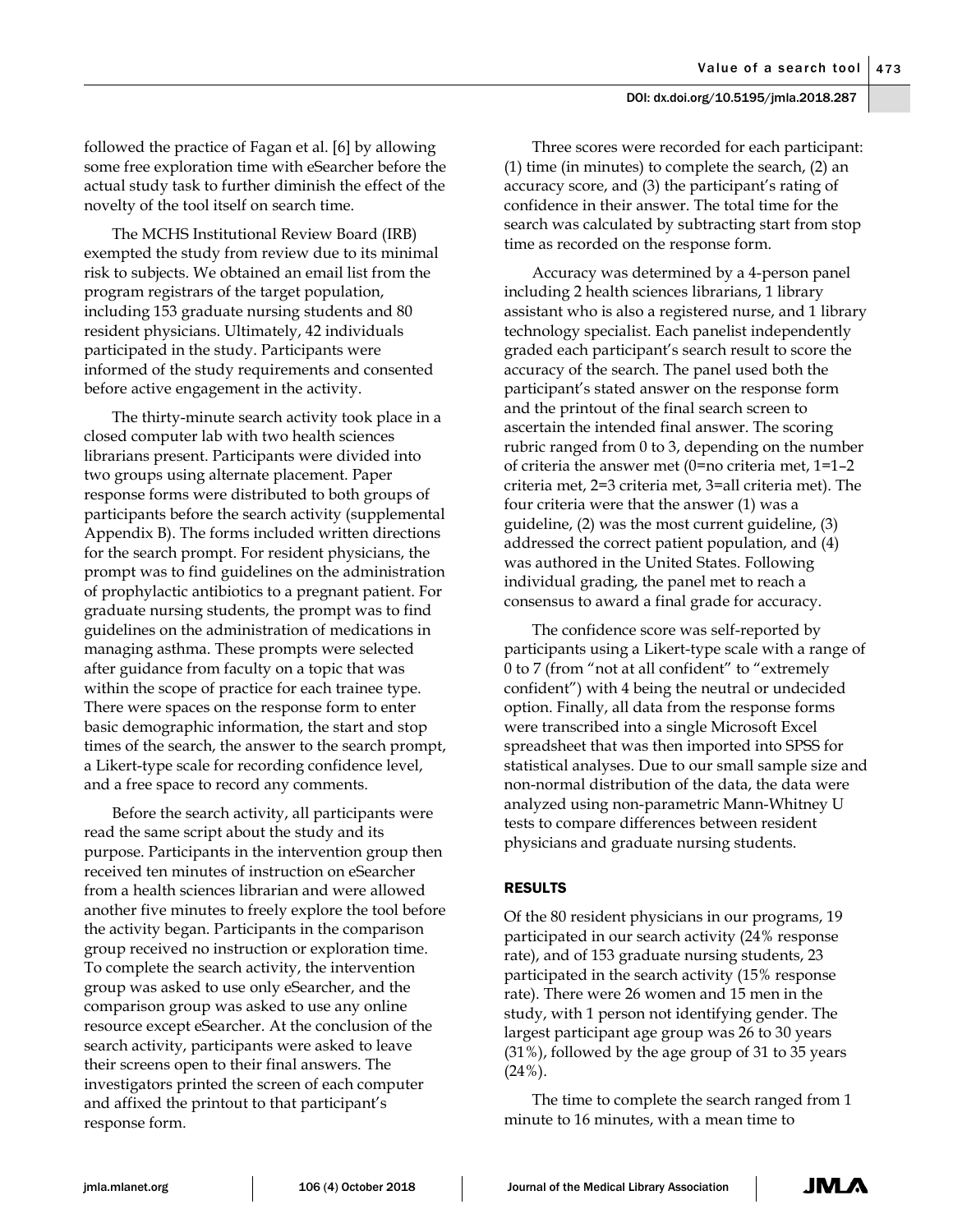followed the practice of Fagan et al. [6] by allowing some free exploration time with eSearcher before the actual study task to further diminish the effect of the novelty of the tool itself on search time.

The MCHS Institutional Review Board (IRB) exempted the study from review due to its minimal risk to subjects. We obtained an email list from the program registrars of the target population, including 153 graduate nursing students and 80 resident physicians. Ultimately, 42 individuals participated in the study. Participants were informed of the study requirements and consented before active engagement in the activity.

The thirty-minute search activity took place in a closed computer lab with two health sciences librarians present. Participants were divided into two groups using alternate placement. Paper response forms were distributed to both groups of participants before the search activity (supplemental Appendix B). The forms included written directions for the search prompt. For resident physicians, the prompt was to find guidelines on the administration of prophylactic antibiotics to a pregnant patient. For graduate nursing students, the prompt was to find guidelines on the administration of medications in managing asthma. These prompts were selected after guidance from faculty on a topic that was within the scope of practice for each trainee type. There were spaces on the response form to enter basic demographic information, the start and stop times of the search, the answer to the search prompt, a Likert-type scale for recording confidence level, and a free space to record any comments.

Before the search activity, all participants were read the same script about the study and its purpose. Participants in the intervention group then received ten minutes of instruction on eSearcher from a health sciences librarian and were allowed another five minutes to freely explore the tool before the activity began. Participants in the comparison group received no instruction or exploration time. To complete the search activity, the intervention group was asked to use only eSearcher, and the comparison group was asked to use any online resource except eSearcher. At the conclusion of the search activity, participants were asked to leave their screens open to their final answers. The investigators printed the screen of each computer and affixed the printout to that participant's response form.

Three scores were recorded for each participant: (1) time (in minutes) to complete the search, (2) an accuracy score, and (3) the participant's rating of confidence in their answer. The total time for the search was calculated by subtracting start from stop time as recorded on the response form.

Accuracy was determined by a 4-person panel including 2 health sciences librarians, 1 library assistant who is also a registered nurse, and 1 library technology specialist. Each panelist independently graded each participant's search result to score the accuracy of the search. The panel used both the participant's stated answer on the response form and the printout of the final search screen to ascertain the intended final answer. The scoring rubric ranged from 0 to 3, depending on the number of criteria the answer met (0=no criteria met, 1=1–2 criteria met, 2=3 criteria met, 3=all criteria met). The four criteria were that the answer (1) was a guideline, (2) was the most current guideline, (3) addressed the correct patient population, and (4) was authored in the United States. Following individual grading, the panel met to reach a consensus to award a final grade for accuracy.

The confidence score was self-reported by participants using a Likert-type scale with a range of 0 to 7 (from "not at all confident" to "extremely confident") with 4 being the neutral or undecided option. Finally, all data from the response forms were transcribed into a single Microsoft Excel spreadsheet that was then imported into SPSS for statistical analyses. Due to our small sample size and non-normal distribution of the data, the data were analyzed using non-parametric Mann-Whitney U tests to compare differences between resident physicians and graduate nursing students.

## RESULTS

Of the 80 resident physicians in our programs, 19 participated in our search activity (24% response rate), and of 153 graduate nursing students, 23 participated in the search activity (15% response rate). There were 26 women and 15 men in the study, with 1 person not identifying gender. The largest participant age group was 26 to 30 years (31%), followed by the age group of 31 to 35 years (24%).

The time to complete the search ranged from 1 minute to 16 minutes, with a mean time to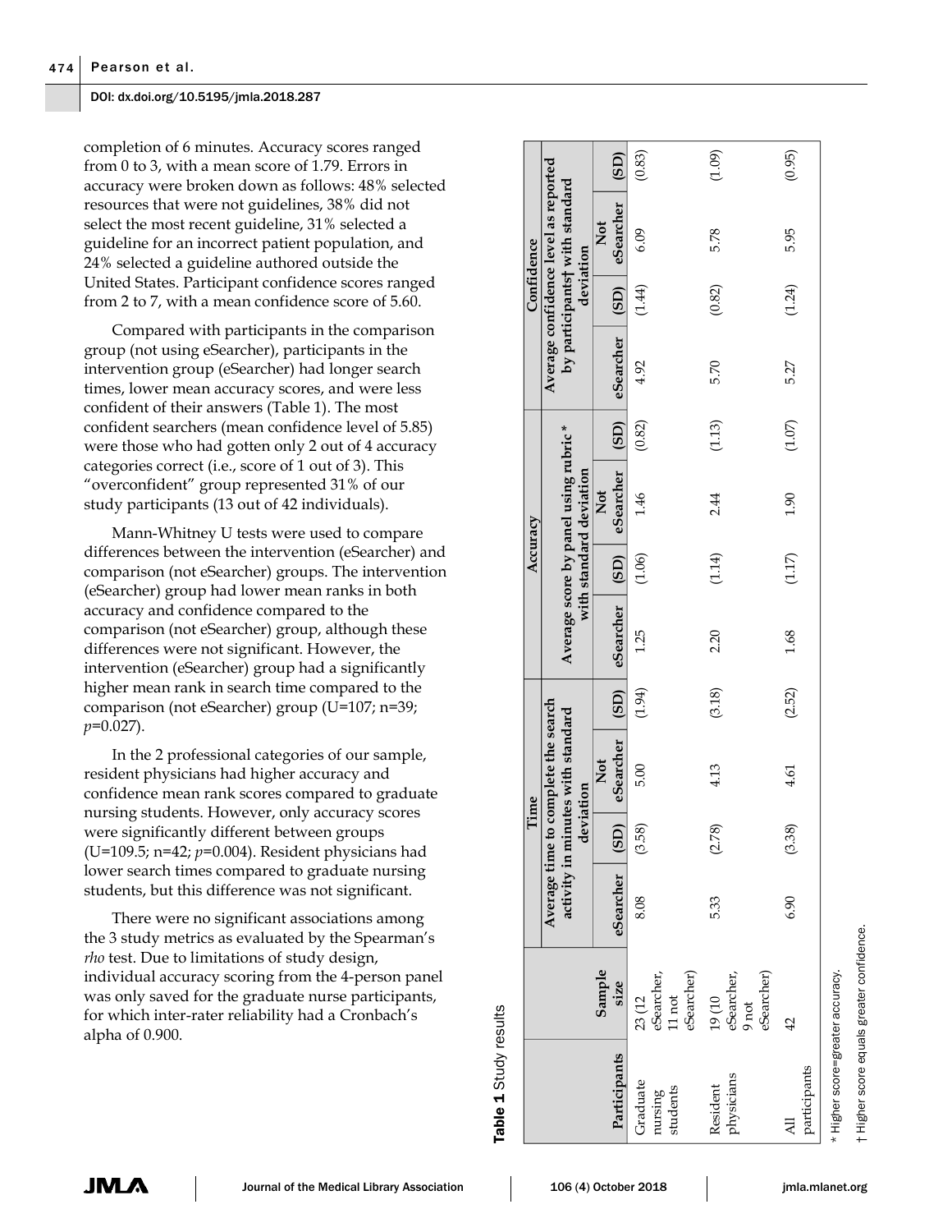completion of 6 minutes. Accuracy scores ranged from 0 to 3, with a mean score of 1.79. Errors in accuracy were broken down as follows: 48% selected resources that were not guidelines, 38% did not select the most recent guideline, 31% selected a guideline for an incorrect patient population, and 24% selected a guideline authored outside the United States. Participant confidence scores ranged from 2 to 7, with a mean confidence score of 5.60.

Compared with participants in the comparison group (not using eSearcher), participants in the intervention group (eSearcher) had longer search times, lower mean accuracy scores, and were less confident of their answers (Table 1). The most confident searchers (mean confidence level of 5.85) were those who had gotten only 2 out of 4 accuracy categories correct (i.e., score of 1 out of 3). This "overconfident" group represented 31% of our study participants (13 out of 42 individuals).

Mann-Whitney U tests were used to compare differences between the intervention (eSearcher) and comparison (not eSearcher) groups. The intervention (eSearcher) group had lower mean ranks in both accuracy and confidence compared to the comparison (not eSearcher) group, although these differences were not significant. However, the intervention (eSearcher) group had a significantly higher mean rank in search time compared to the comparison (not eSearcher) group (U=107; n=39; *p*=0.027).

In the 2 professional categories of our sample, resident physicians had higher accuracy and confidence mean rank scores compared to graduate nursing students. However, only accuracy scores were significantly different between groups (U=109.5; n=42; *p*=0.004). Resident physicians had lower search times compared to graduate nursing students, but this difference was not significant.

There were no significant associations among the 3 study metrics as evaluated by the Spearman's *rho* test. Due to limitations of study design, individual accuracy scoring from the 4-person panel was only saved for the graduate nurse participants, for which inter-rater reliability had a Cronbach's alpha of 0.900.

**Table 1** Study results

| | | Time | | | | Accuracy | | | | Confidence | | | |
|---|---|---|---|---|---|---|---|---|---|---|---|---|---|
| | | Average time to complete the search activity in minutes with standard deviation | | | | Average score by panel using rubric* with standard deviation | | | | Average confidence level as reported by participants† with standard deviation | | | |
| Participants | Sample size | eSearcher | (SD) | Not eSearcher | (SD) | eSearcher | (SD) | Not eSearcher | (SD) | eSearcher | (SD) | Not eSearcher | (SD) |
| Graduate nursing students | 23 (12 eSearcher, 11 not eSearcher) | 8.08 | (3.58) | 5.00 | (1.94) | 1.25 | (1.06) | 1.46 | (0.82) | 4.92 | (1.44) | 6.09 | (0.83) |
| Resident physicians | 19 (10 eSearcher, 9 not eSearcher) | 5.33 | (2.78) | 4.13 | (3.18) | 2.20 | (1.14) | 2.44 | (1.13) | 5.70 | (0.82) | 5.78 | (1.09) |
| All participants | 42 | 6.90 | (3.38) | 4.61 | (2.52) | 1.68 | (1.17) | 1.90 | (1.07) | 5.27 | (1.24) | 5.95 | (0.95) |

\* Higher score=greater accuracy.

† Higher score equals greater confidence.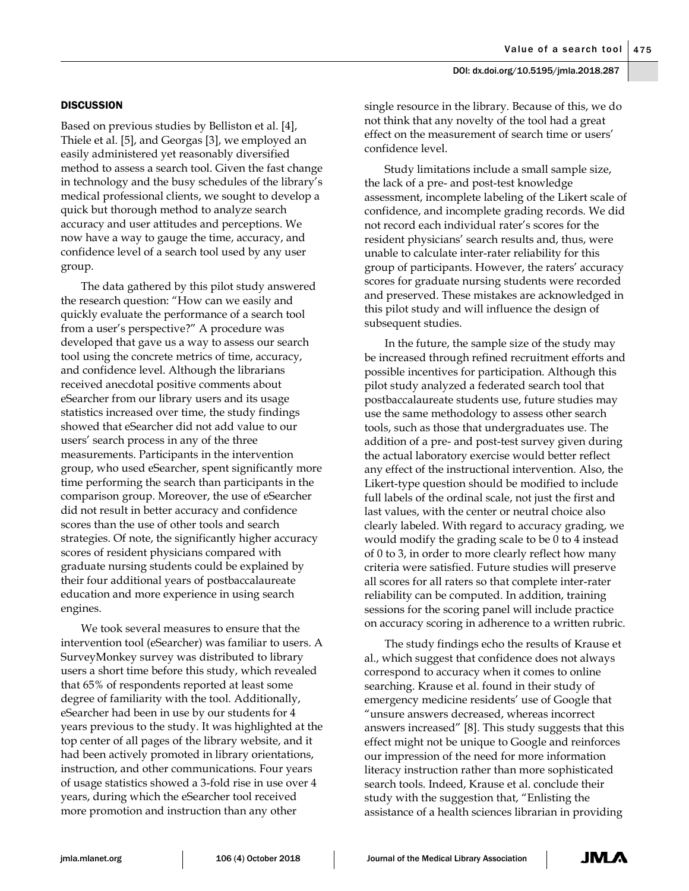## DISCUSSION

Based on previous studies by Belliston et al. [4], Thiele et al. [5], and Georgas [3], we employed an easily administered yet reasonably diversified method to assess a search tool. Given the fast change in technology and the busy schedules of the library's medical professional clients, we sought to develop a quick but thorough method to analyze search accuracy and user attitudes and perceptions. We now have a way to gauge the time, accuracy, and confidence level of a search tool used by any user group.

The data gathered by this pilot study answered the research question: "How can we easily and quickly evaluate the performance of a search tool from a user's perspective?" A procedure was developed that gave us a way to assess our search tool using the concrete metrics of time, accuracy, and confidence level. Although the librarians received anecdotal positive comments about eSearcher from our library users and its usage statistics increased over time, the study findings showed that eSearcher did not add value to our users' search process in any of the three measurements. Participants in the intervention group, who used eSearcher, spent significantly more time performing the search than participants in the comparison group. Moreover, the use of eSearcher did not result in better accuracy and confidence scores than the use of other tools and search strategies. Of note, the significantly higher accuracy scores of resident physicians compared with graduate nursing students could be explained by their four additional years of postbaccalaureate education and more experience in using search engines.

We took several measures to ensure that the intervention tool (eSearcher) was familiar to users. A SurveyMonkey survey was distributed to library users a short time before this study, which revealed that 65% of respondents reported at least some degree of familiarity with the tool. Additionally, eSearcher had been in use by our students for 4 years previous to the study. It was highlighted at the top center of all pages of the library website, and it had been actively promoted in library orientations, instruction, and other communications. Four years of usage statistics showed a 3-fold rise in use over 4 years, during which the eSearcher tool received more promotion and instruction than any other single resource in the library. Because of this, we do not think that any novelty of the tool had a great effect on the measurement of search time or users' confidence level.

Study limitations include a small sample size, the lack of a pre- and post-test knowledge assessment, incomplete labeling of the Likert scale of confidence, and incomplete grading records. We did not record each individual rater's scores for the resident physicians' search results and, thus, were unable to calculate inter-rater reliability for this group of participants. However, the raters' accuracy scores for graduate nursing students were recorded and preserved. These mistakes are acknowledged in this pilot study and will influence the design of subsequent studies.

In the future, the sample size of the study may be increased through refined recruitment efforts and possible incentives for participation. Although this pilot study analyzed a federated search tool that postbaccalaureate students use, future studies may use the same methodology to assess other search tools, such as those that undergraduates use. The addition of a pre- and post-test survey given during the actual laboratory exercise would better reflect any effect of the instructional intervention. Also, the Likert-type question should be modified to include full labels of the ordinal scale, not just the first and last values, with the center or neutral choice also clearly labeled. With regard to accuracy grading, we would modify the grading scale to be 0 to 4 instead of 0 to 3, in order to more clearly reflect how many criteria were satisfied. Future studies will preserve all scores for all raters so that complete inter-rater reliability can be computed. In addition, training sessions for the scoring panel will include practice on accuracy scoring in adherence to a written rubric.

The study findings echo the results of Krause et al., which suggest that confidence does not always correspond to accuracy when it comes to online searching. Krause et al. found in their study of emergency medicine residents' use of Google that "unsure answers decreased, whereas incorrect answers increased" [8]. This study suggests that this effect might not be unique to Google and reinforces our impression of the need for more information literacy instruction rather than more sophisticated search tools. Indeed, Krause et al. conclude their study with the suggestion that, "Enlisting the assistance of a health sciences librarian in providing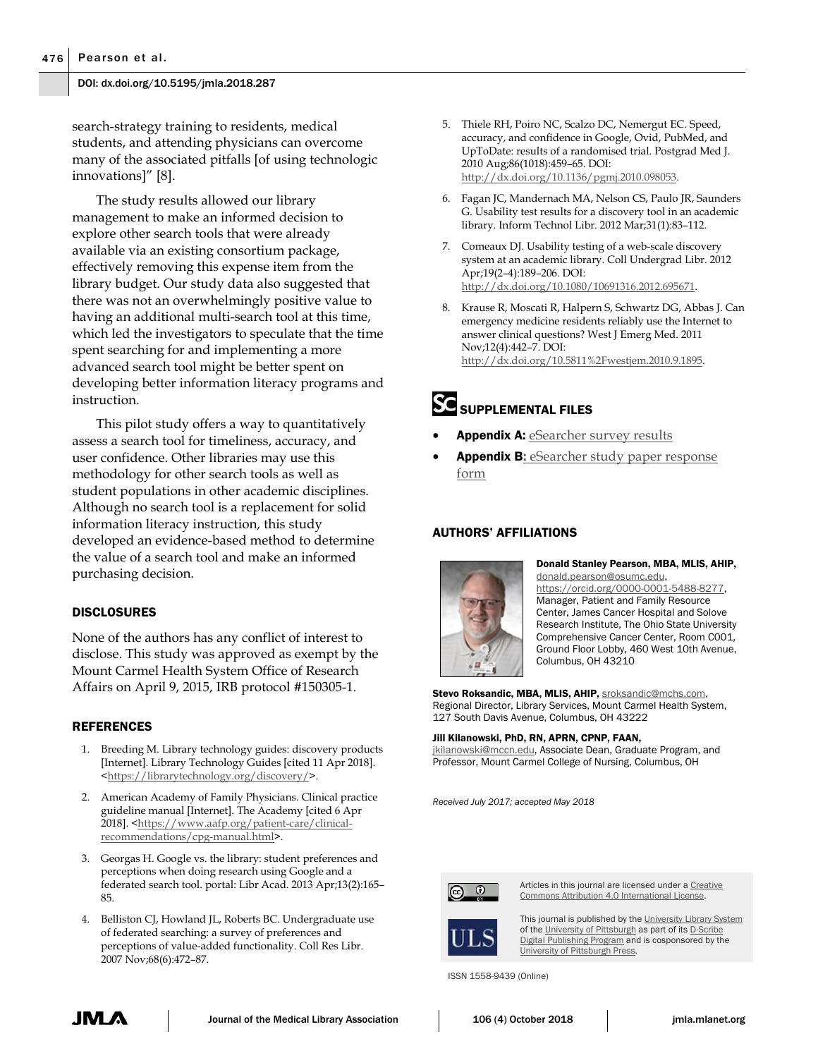search-strategy training to residents, medical students, and attending physicians can overcome many of the associated pitfalls [of using technologic innovations]" [8].

The study results allowed our library management to make an informed decision to explore other search tools that were already available via an existing consortium package, effectively removing this expense item from the library budget. Our study data also suggested that there was not an overwhelmingly positive value to having an additional multi-search tool at this time, which led the investigators to speculate that the time spent searching for and implementing a more advanced search tool might be better spent on developing better information literacy programs and instruction.

This pilot study offers a way to quantitatively assess a search tool for timeliness, accuracy, and user confidence. Other libraries may use this methodology for other search tools as well as student populations in other academic disciplines. Although no search tool is a replacement for solid information literacy instruction, this study developed an evidence-based method to determine the value of a search tool and make an informed purchasing decision.

## DISCLOSURES

None of the authors has any conflict of interest to disclose. This study was approved as exempt by the Mount Carmel Health System Office of Research Affairs on April 9, 2015, IRB protocol #150305-1.

## REFERENCES

1. Breeding M. Library technology guides: discovery products [Internet]. Library Technology Guides [cited 11 Apr 2018]. <https://librarytechnology.org/discovery/>.
2. American Academy of Family Physicians. Clinical practice guideline manual [Internet]. The Academy [cited 6 Apr 2018]. <https://www.aafp.org/patient-care/clinical-recommendations/cpg-manual.html>.
3. Georgas H. Google vs. the library: student preferences and perceptions when doing research using Google and a federated search tool. portal: Libr Acad. 2013 Apr;13(2):165–85.
4. Belliston CJ, Howland JL, Roberts BC. Undergraduate use of federated searching: a survey of preferences and perceptions of value-added functionality. Coll Res Libr. 2007 Nov;68(6):472–87.
5. Thiele RH, Poiro NC, Scalzo DC, Nemergut EC. Speed, accuracy, and confidence in Google, Ovid, PubMed, and UpToDate: results of a randomised trial. Postgrad Med J. 2010 Aug;86(1018):459–65. DOI: http://dx.doi.org/10.1136/pgmj.2010.098053.
6. Fagan JC, Mandernach MA, Nelson CS, Paulo JR, Saunders G. Usability test results for a discovery tool in an academic library. Inform Technol Libr. 2012 Mar;31(1):83–112.
7. Comeaux DJ. Usability testing of a web-scale discovery system at an academic library. Coll Undergrad Libr. 2012 Apr;19(2–4):189–206. DOI: http://dx.doi.org/10.1080/10691316.2012.695671.
8. Krause R, Moscati R, Halpern S, Schwartz DG, Abbas J. Can emergency medicine residents reliably use the Internet to answer clinical questions? West J Emerg Med. 2011 Nov;12(4):442–7. DOI: http://dx.doi.org/10.5811%2Fwestjem.2010.9.1895.

## SUPPLEMENTAL FILES

- **Appendix A:** eSearcher survey results
- **Appendix B:** eSearcher study paper response form

## AUTHORS' AFFILIATIONS

**Donald Stanley Pearson, MBA, MLIS, AHIP,** donald.pearson@osumc.edu, https://orcid.org/0000-0001-5488-8277, Manager, Patient and Family Resource Center, James Cancer Hospital and Solove Research Institute, The Ohio State University Comprehensive Cancer Center, Room C001, Ground Floor Lobby, 460 West 10th Avenue, Columbus, OH 43210

**Stevo Roksandic, MBA, MLIS, AHIP,** sroksandic@mchs.com, Regional Director, Library Services, Mount Carmel Health System, 127 South Davis Avenue, Columbus, OH 43222

**Jill Kilanowski, PhD, RN, APRN, CPNP, FAAN,** jkilanowski@mccn.edu, Associate Dean, Graduate Program, and Professor, Mount Carmel College of Nursing, Columbus, OH

*Received July 2017; accepted May 2018*

Articles in this journal are licensed under a Creative Commons Attribution 4.0 International License.

This journal is published by the University Library System of the University of Pittsburgh as part of its D-Scribe Digital Publishing Program and is cosponsored by the University of Pittsburgh Press.

ISSN 1558-9439 (Online)